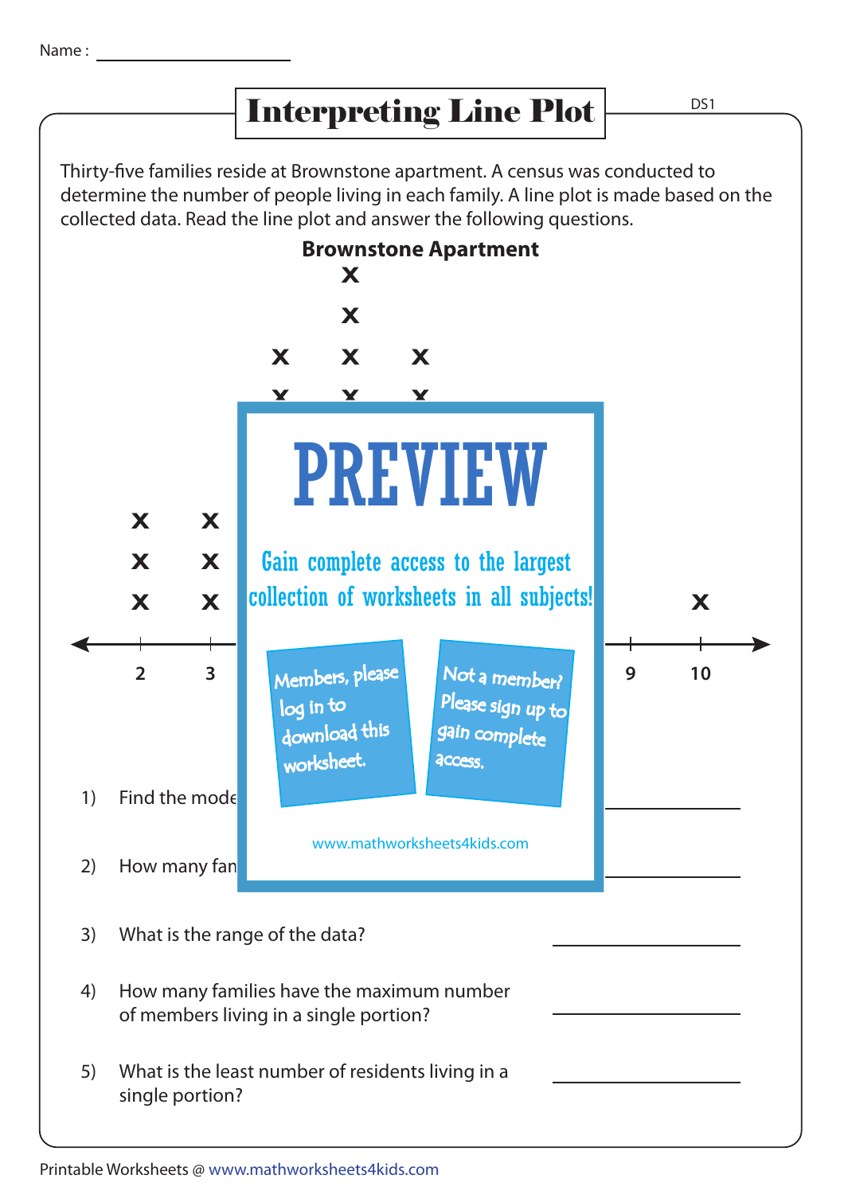Name : ____________________

# Interpreting Line Plot

DS1

Thirty-five families reside at Brownstone apartment. A census was conducted to determine the number of people living in each family. A line plot is made based on the collected data. Read the line plot and answer the following questions.

**Brownstone Apartment**

PREVIEW

Gain complete access to the largest collection of worksheets in all subjects!

Members, please log in to download this worksheet.

Not a member? Please sign up to gain complete access.

www.mathworksheets4kids.com

1) Find the mode ____________________

2) How many fan ____________________

3) What is the range of the data? ____________________

4) How many families have the maximum number of members living in a single portion? ____________________

5) What is the least number of residents living in a single portion? ____________________

Printable Worksheets @ www.mathworksheets4kids.com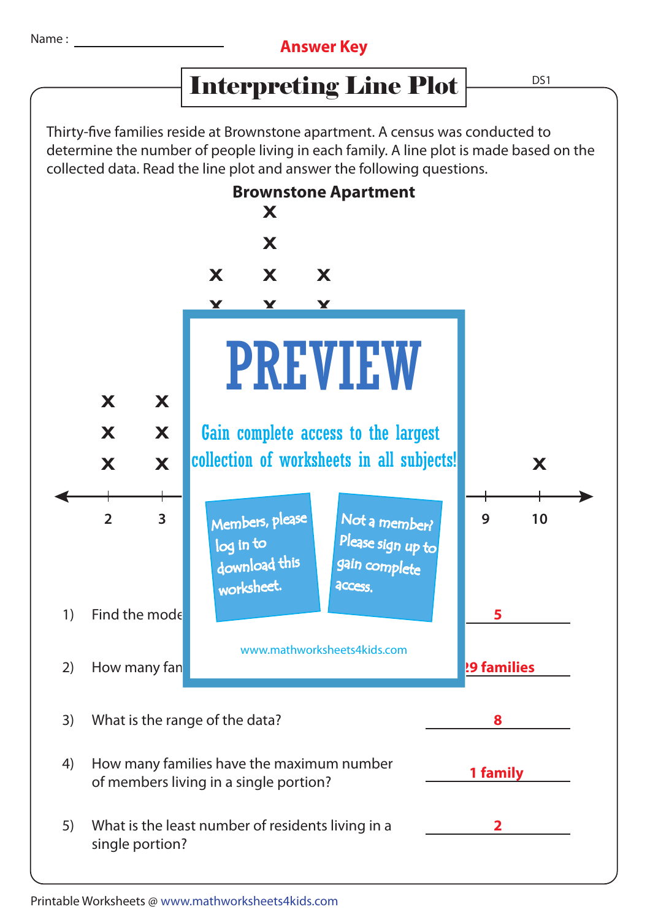Name : ____________________

**Answer Key**

# Interpreting Line Plot

DS1

Thirty-five families reside at Brownstone apartment. A census was conducted to determine the number of people living in each family. A line plot is made based on the collected data. Read the line plot and answer the following questions.

**Brownstone Apartment**

2  3  9  10

PREVIEW

Gain complete access to the largest collection of worksheets in all subjects!

Members, please log in to download this worksheet.

Not a member? Please sign up to gain complete access.

www.mathworksheets4kids.com

1) Find the mode ____ **5**

2) How many fan ____ **29 families**

3) What is the range of the data? ____ **8**

4) How many families have the maximum number of members living in a single portion? ____ **1 family**

5) What is the least number of residents living in a single portion? ____ **2**